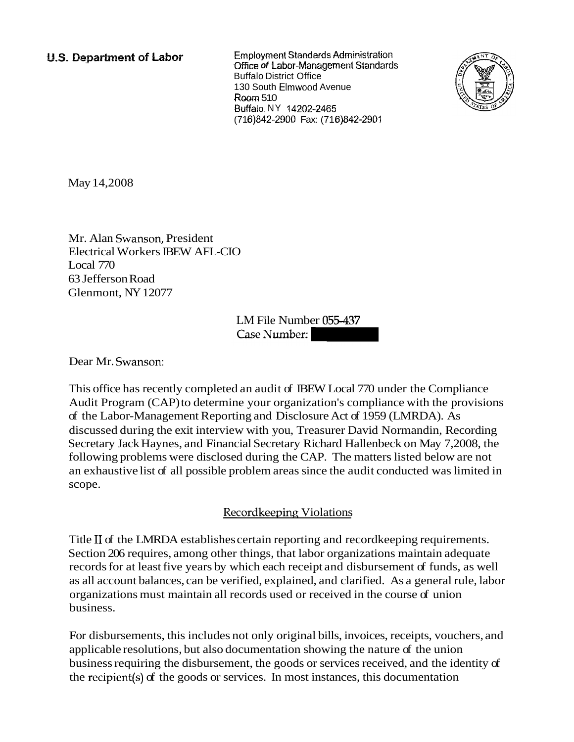**U.S. Department of Labor**

Employment Standards Administration
Office of Labor-Management Standards
Buffalo District Office
130 South Elmwood Avenue
Room 510
Buffalo, NY 14202-2465
(716)842-2900 Fax: (716)842-2901

May 14,2008

Mr. Alan Swanson, President
Electrical Workers IBEW AFL-CIO
Local 770
63 Jefferson Road
Glenmont, NY 12077

LM File Number 055-437
Case Number:

Dear Mr. Swanson:

This office has recently completed an audit of IBEW Local 770 under the Compliance Audit Program (CAP) to determine your organization's compliance with the provisions of the Labor-Management Reporting and Disclosure Act of 1959 (LMRDA). As discussed during the exit interview with you, Treasurer David Normandin, Recording Secretary Jack Haynes, and Financial Secretary Richard Hallenbeck on May 7,2008, the following problems were disclosed during the CAP. The matters listed below are not an exhaustive list of all possible problem areas since the audit conducted was limited in scope.

## Recordkeeping Violations

Title II of the LMRDA establishes certain reporting and recordkeeping requirements. Section 206 requires, among other things, that labor organizations maintain adequate records for at least five years by which each receipt and disbursement of funds, as well as all account balances, can be verified, explained, and clarified. As a general rule, labor organizations must maintain all records used or received in the course of union business.

For disbursements, this includes not only original bills, invoices, receipts, vouchers, and applicable resolutions, but also documentation showing the nature of the union business requiring the disbursement, the goods or services received, and the identity of the recipient(s) of the goods or services. In most instances, this documentation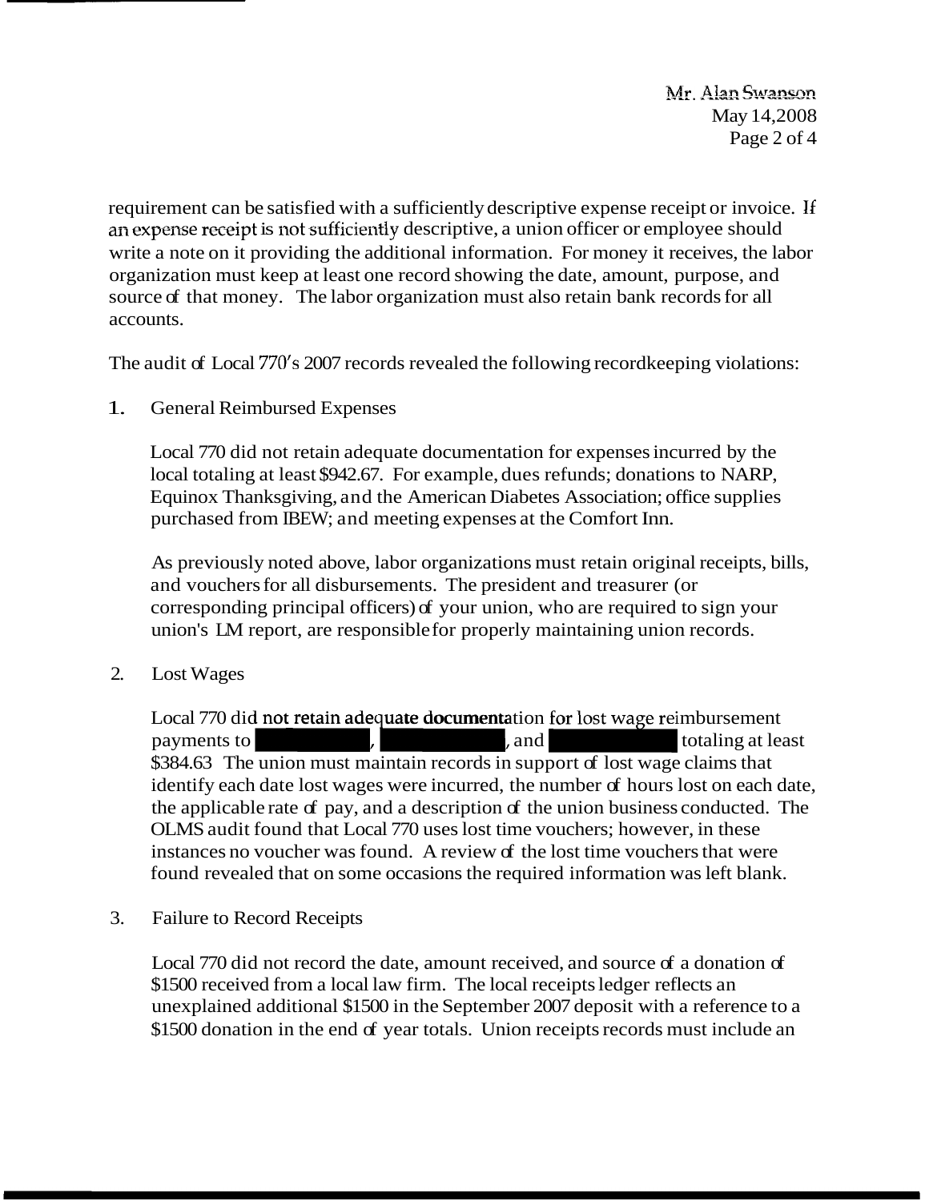requirement can be satisfied with a sufficiently descriptive expense receipt or invoice. If an expense receipt is not sufficiently descriptive, a union officer or employee should write a note on it providing the additional information. For money it receives, the labor organization must keep at least one record showing the date, amount, purpose, and source of that money. The labor organization must also retain bank records for all accounts.

The audit of Local 770's 2007 records revealed the following recordkeeping violations:

1. General Reimbursed Expenses

   Local 770 did not retain adequate documentation for expenses incurred by the local totaling at least $942.67. For example, dues refunds; donations to NARP, Equinox Thanksgiving, and the American Diabetes Association; office supplies purchased from IBEW; and meeting expenses at the Comfort Inn.

   As previously noted above, labor organizations must retain original receipts, bills, and vouchers for all disbursements. The president and treasurer (or corresponding principal officers) of your union, who are required to sign your union's LM report, are responsible for properly maintaining union records.

2. Lost Wages

   Local 770 did not retain adequate documentation for lost wage reimbursement payments to [REDACTED], [REDACTED], and [REDACTED] totaling at least $384.63 The union must maintain records in support of lost wage claims that identify each date lost wages were incurred, the number of hours lost on each date, the applicable rate of pay, and a description of the union business conducted. The OLMS audit found that Local 770 uses lost time vouchers; however, in these instances no voucher was found. A review of the lost time vouchers that were found revealed that on some occasions the required information was left blank.

3. Failure to Record Receipts

   Local 770 did not record the date, amount received, and source of a donation of $1500 received from a local law firm. The local receipts ledger reflects an unexplained additional $1500 in the September 2007 deposit with a reference to a $1500 donation in the end of year totals. Union receipts records must include an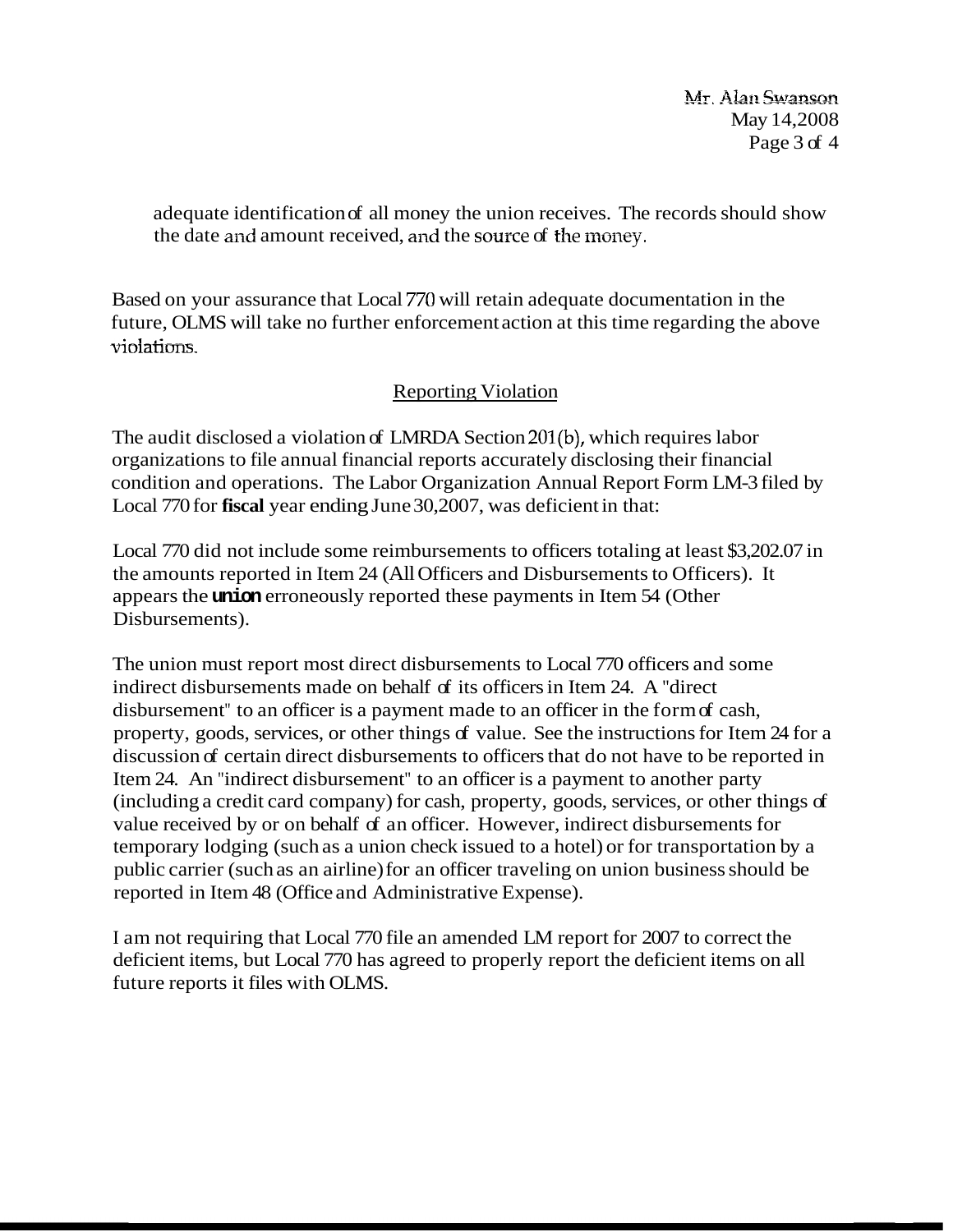adequate identification of all money the union receives. The records should show the date and amount received, and the source of the money.

Based on your assurance that Local 770 will retain adequate documentation in the future, OLMS will take no further enforcement action at this time regarding the above violations.

## Reporting Violation

The audit disclosed a violation of LMRDA Section 201(b), which requires labor organizations to file annual financial reports accurately disclosing their financial condition and operations. The Labor Organization Annual Report Form LM-3 filed by Local 770 for **fiscal** year ending June 30, 2007, was deficient in that:

Local 770 did not include some reimbursements to officers totaling at least $3,202.07 in the amounts reported in Item 24 (All Officers and Disbursements to Officers). It appears the **union** erroneously reported these payments in Item 54 (Other Disbursements).

The union must report most direct disbursements to Local 770 officers and some indirect disbursements made on behalf of its officers in Item 24. A "direct disbursement" to an officer is a payment made to an officer in the form of cash, property, goods, services, or other things of value. See the instructions for Item 24 for a discussion of certain direct disbursements to officers that do not have to be reported in Item 24. An "indirect disbursement" to an officer is a payment to another party (including a credit card company) for cash, property, goods, services, or other things of value received by or on behalf of an officer. However, indirect disbursements for temporary lodging (such as a union check issued to a hotel) or for transportation by a public carrier (such as an airline) for an officer traveling on union business should be reported in Item 48 (Office and Administrative Expense).

I am not requiring that Local 770 file an amended LM report for 2007 to correct the deficient items, but Local 770 has agreed to properly report the deficient items on all future reports it files with OLMS.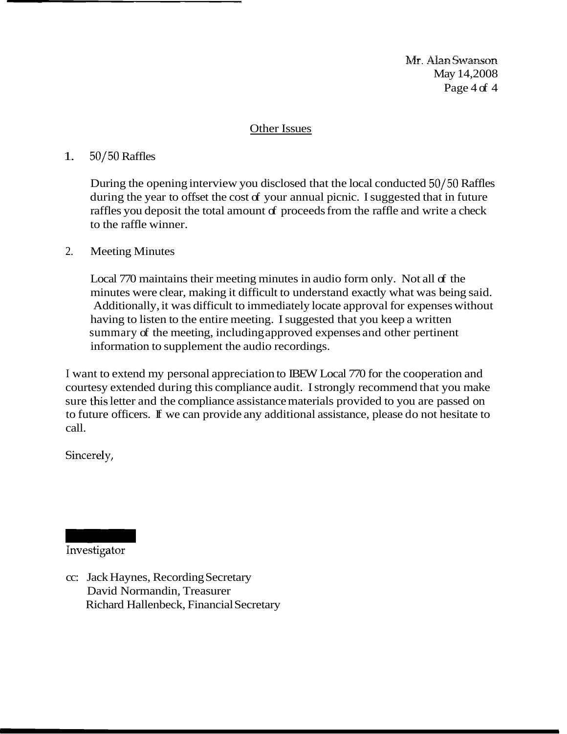## Other Issues

1. 50/50 Raffles

   During the opening interview you disclosed that the local conducted 50/50 Raffles during the year to offset the cost of your annual picnic. I suggested that in future raffles you deposit the total amount of proceeds from the raffle and write a check to the raffle winner.

2. Meeting Minutes

   Local 770 maintains their meeting minutes in audio form only. Not all of the minutes were clear, making it difficult to understand exactly what was being said. Additionally, it was difficult to immediately locate approval for expenses without having to listen to the entire meeting. I suggested that you keep a written summary of the meeting, including approved expenses and other pertinent information to supplement the audio recordings.

I want to extend my personal appreciation to IBEW Local 770 for the cooperation and courtesy extended during this compliance audit. I strongly recommend that you make sure this letter and the compliance assistance materials provided to you are passed on to future officers. If we can provide any additional assistance, please do not hesitate to call.

Sincerely,

Investigator

cc: Jack Haynes, Recording Secretary
David Normandin, Treasurer
Richard Hallenbeck, Financial Secretary